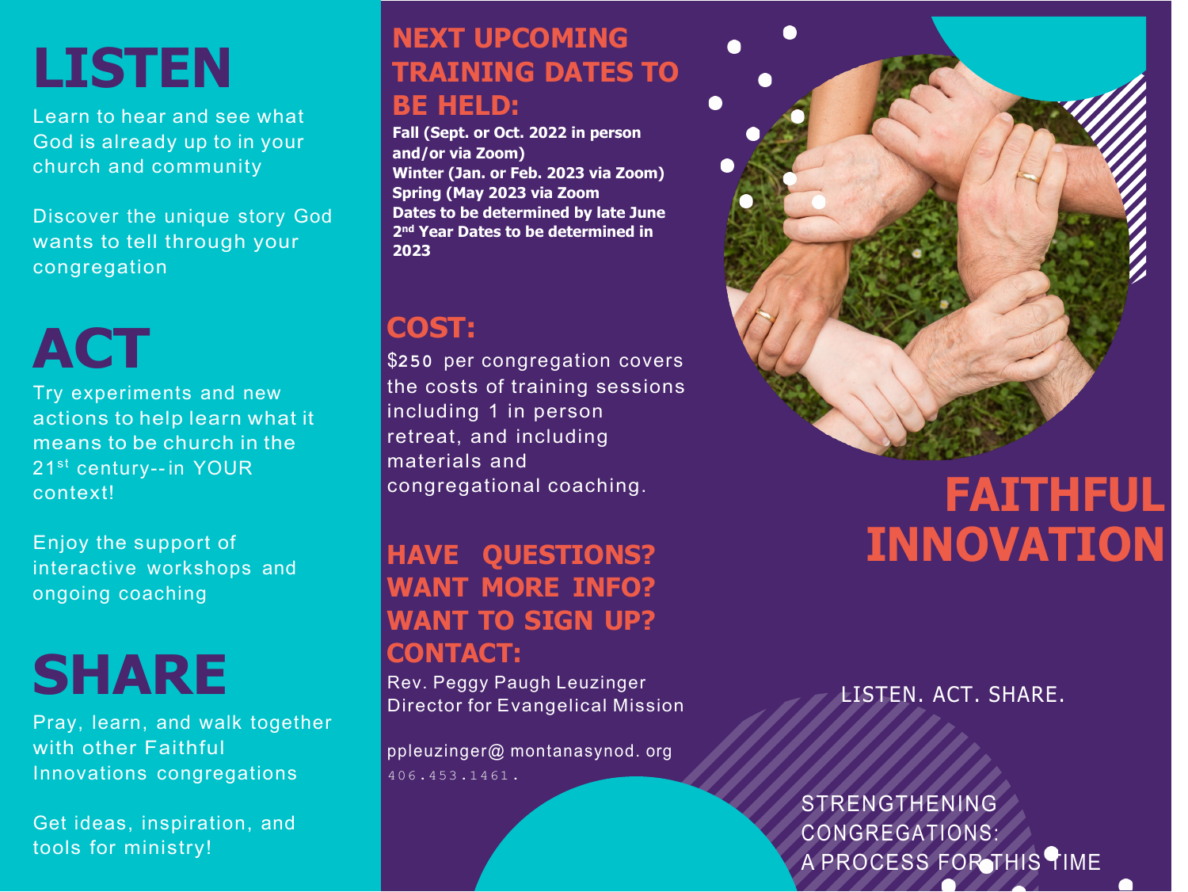# LISTEN

Learn to hear and see what God is already up to in your church and community

Discover the unique story God wants to tell through your congregation

# ACT

Try experiments and new actions to help learn what it means to be church in the 21st century--in YOUR context!

Enjoy the support of interactive workshops and ongoing coaching

# SHARE

Pray, learn, and walk together with other Faithful Innovations congregations

Get ideas, inspiration, and tools for ministry!

## NEXT UPCOMING TRAINING DATES TO BE HELD:

**Fall (Sept. or Oct. 2022 in person and/or via Zoom)**
**Winter (Jan. or Feb. 2023 via Zoom)**
**Spring (May 2023 via Zoom**
**Dates to be determined by late June**
**2nd Year Dates to be determined in 2023**

## COST:

$250 per congregation covers the costs of training sessions including 1 in person retreat, and including materials and congregational coaching.

## HAVE QUESTIONS? WANT MORE INFO? WANT TO SIGN UP? CONTACT:

Rev. Peggy Paugh Leuzinger
Director for Evangelical Mission

ppleuzinger@ montanasynod. org
406.453.1461.

# FAITHFUL INNOVATION

LISTEN. ACT. SHARE.

STRENGTHENING CONGREGATIONS:
A PROCESS FOR THIS TIME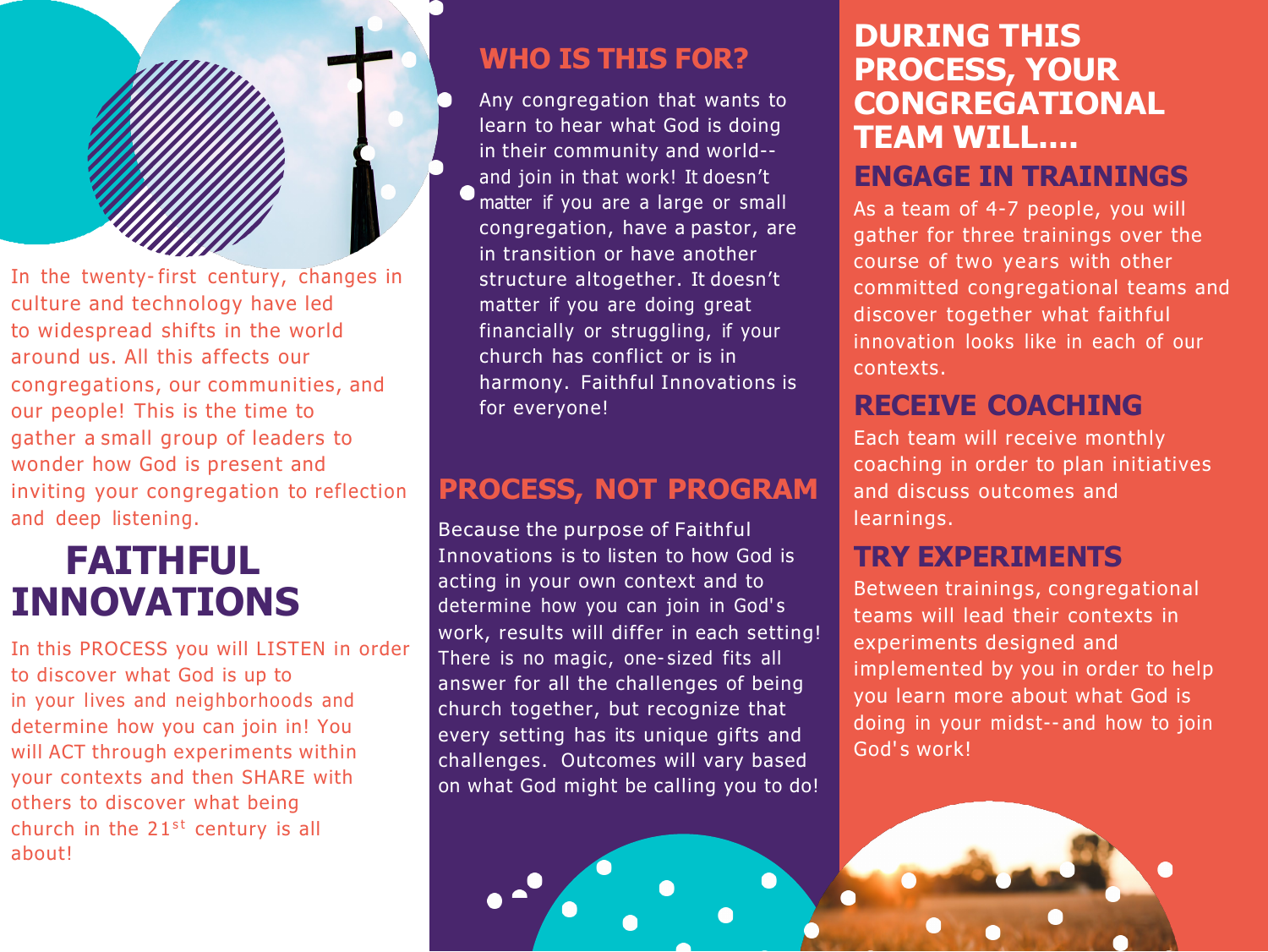In the twenty-first century, changes in culture and technology have led to widespread shifts in the world around us. All this affects our congregations, our communities, and our people! This is the time to gather a small group of leaders to wonder how God is present and inviting your congregation to reflection and deep listening.

# FAITHFUL INNOVATIONS

In this PROCESS you will LISTEN in order to discover what God is up to in your lives and neighborhoods and determine how you can join in! You will ACT through experiments within your contexts and then SHARE with others to discover what being church in the 21st century is all about!

## WHO IS THIS FOR?

Any congregation that wants to learn to hear what God is doing in their community and world--and join in that work! It doesn't matter if you are a large or small congregation, have a pastor, are in transition or have another structure altogether. It doesn't matter if you are doing great financially or struggling, if your church has conflict or is in harmony. Faithful Innovations is for everyone!

## PROCESS, NOT PROGRAM

Because the purpose of Faithful Innovations is to listen to how God is acting in your own context and to determine how you can join in God's work, results will differ in each setting! There is no magic, one-sized fits all answer for all the challenges of being church together, but recognize that every setting has its unique gifts and challenges. Outcomes will vary based on what God might be calling you to do!

## DURING THIS PROCESS, YOUR CONGREGATIONAL TEAM WILL....

### ENGAGE IN TRAININGS

As a team of 4-7 people, you will gather for three trainings over the course of two years with other committed congregational teams and discover together what faithful innovation looks like in each of our contexts.

### RECEIVE COACHING

Each team will receive monthly coaching in order to plan initiatives and discuss outcomes and learnings.

### TRY EXPERIMENTS

Between trainings, congregational teams will lead their contexts in experiments designed and implemented by you in order to help you learn more about what God is doing in your midst--and how to join God's work!